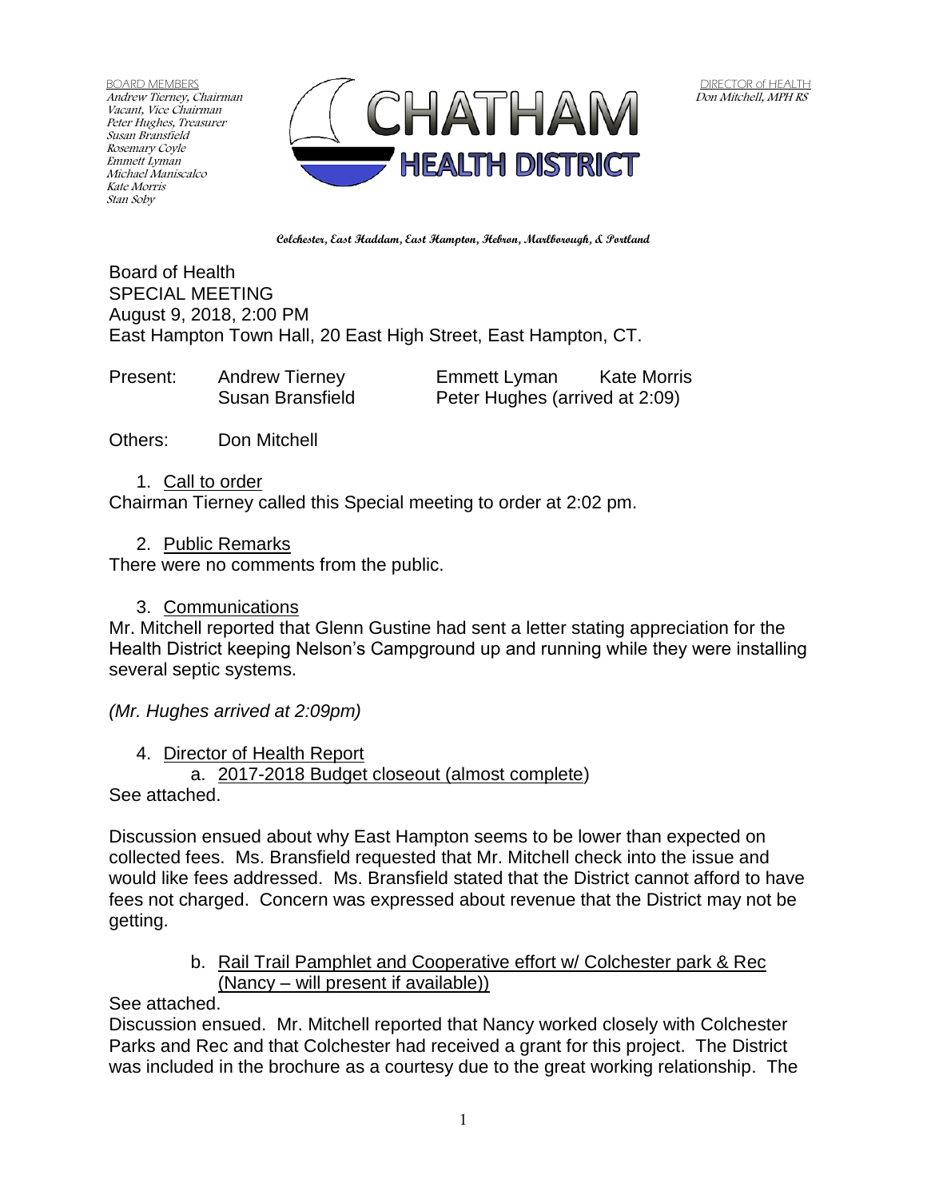BOARD MEMBERS
Andrew Tierney, Chairman
Vacant, Vice Chairman
Peter Hughes, Treasurer
Susan Bransfield
Rosemary Coyle
Emmett Lyman
Michael Maniscalco
Kate Morris
Stan Soby

# CHATHAM HEALTH DISTRICT

DIRECTOR of HEALTH
Don Mitchell, MPH RS

**Colchester, East Haddam, East Hampton, Hebron, Marlborough, & Portland**

Board of Health
SPECIAL MEETING
August 9, 2018, 2:00 PM
East Hampton Town Hall, 20 East High Street, East Hampton, CT.

Present: Andrew Tierney, Susan Bransfield, Emmett Lyman, Peter Hughes (arrived at 2:09), Kate Morris

Others: Don Mitchell

1. Call to order

Chairman Tierney called this Special meeting to order at 2:02 pm.

2. Public Remarks

There were no comments from the public.

3. Communications

Mr. Mitchell reported that Glenn Gustine had sent a letter stating appreciation for the Health District keeping Nelson's Campground up and running while they were installing several septic systems.

*(Mr. Hughes arrived at 2:09pm)*

4. Director of Health Report
   a. 2017-2018 Budget closeout (almost complete)

See attached.

Discussion ensued about why East Hampton seems to be lower than expected on collected fees. Ms. Bransfield requested that Mr. Mitchell check into the issue and would like fees addressed. Ms. Bransfield stated that the District cannot afford to have fees not charged. Concern was expressed about revenue that the District may not be getting.

   b. Rail Trail Pamphlet and Cooperative effort w/ Colchester park & Rec (Nancy – will present if available))

See attached.

Discussion ensued. Mr. Mitchell reported that Nancy worked closely with Colchester Parks and Rec and that Colchester had received a grant for this project. The District was included in the brochure as a courtesy due to the great working relationship. The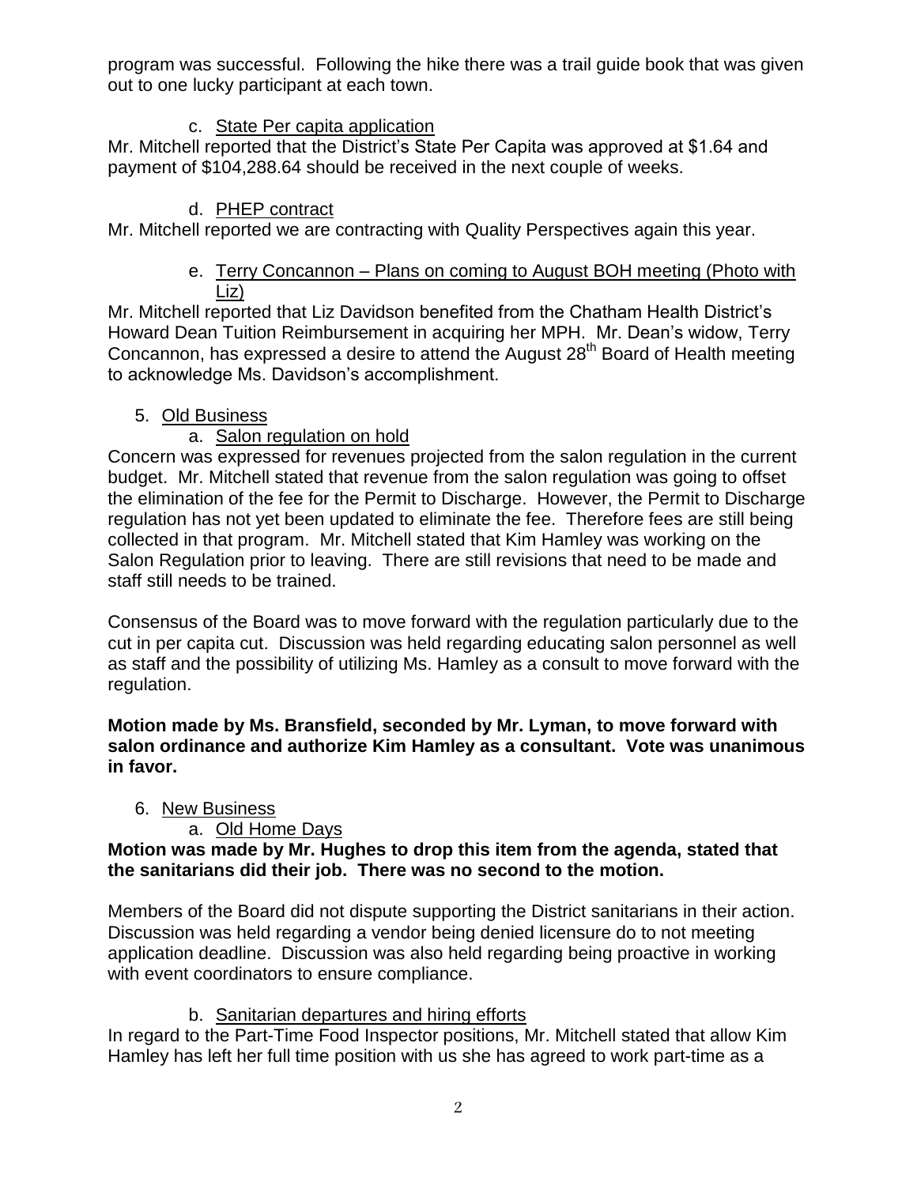program was successful. Following the hike there was a trail guide book that was given out to one lucky participant at each town.

c. State Per capita application

Mr. Mitchell reported that the District's State Per Capita was approved at $1.64 and payment of $104,288.64 should be received in the next couple of weeks.

d. PHEP contract

Mr. Mitchell reported we are contracting with Quality Perspectives again this year.

e. Terry Concannon – Plans on coming to August BOH meeting (Photo with Liz)

Mr. Mitchell reported that Liz Davidson benefited from the Chatham Health District's Howard Dean Tuition Reimbursement in acquiring her MPH. Mr. Dean's widow, Terry Concannon, has expressed a desire to attend the August 28th Board of Health meeting to acknowledge Ms. Davidson's accomplishment.

5. Old Business

a. Salon regulation on hold

Concern was expressed for revenues projected from the salon regulation in the current budget. Mr. Mitchell stated that revenue from the salon regulation was going to offset the elimination of the fee for the Permit to Discharge. However, the Permit to Discharge regulation has not yet been updated to eliminate the fee. Therefore fees are still being collected in that program. Mr. Mitchell stated that Kim Hamley was working on the Salon Regulation prior to leaving. There are still revisions that need to be made and staff still needs to be trained.

Consensus of the Board was to move forward with the regulation particularly due to the cut in per capita cut. Discussion was held regarding educating salon personnel as well as staff and the possibility of utilizing Ms. Hamley as a consult to move forward with the regulation.

**Motion made by Ms. Bransfield, seconded by Mr. Lyman, to move forward with salon ordinance and authorize Kim Hamley as a consultant. Vote was unanimous in favor.**

6. New Business

a. Old Home Days

**Motion was made by Mr. Hughes to drop this item from the agenda, stated that the sanitarians did their job. There was no second to the motion.**

Members of the Board did not dispute supporting the District sanitarians in their action. Discussion was held regarding a vendor being denied licensure do to not meeting application deadline. Discussion was also held regarding being proactive in working with event coordinators to ensure compliance.

b. Sanitarian departures and hiring efforts

In regard to the Part-Time Food Inspector positions, Mr. Mitchell stated that allow Kim Hamley has left her full time position with us she has agreed to work part-time as a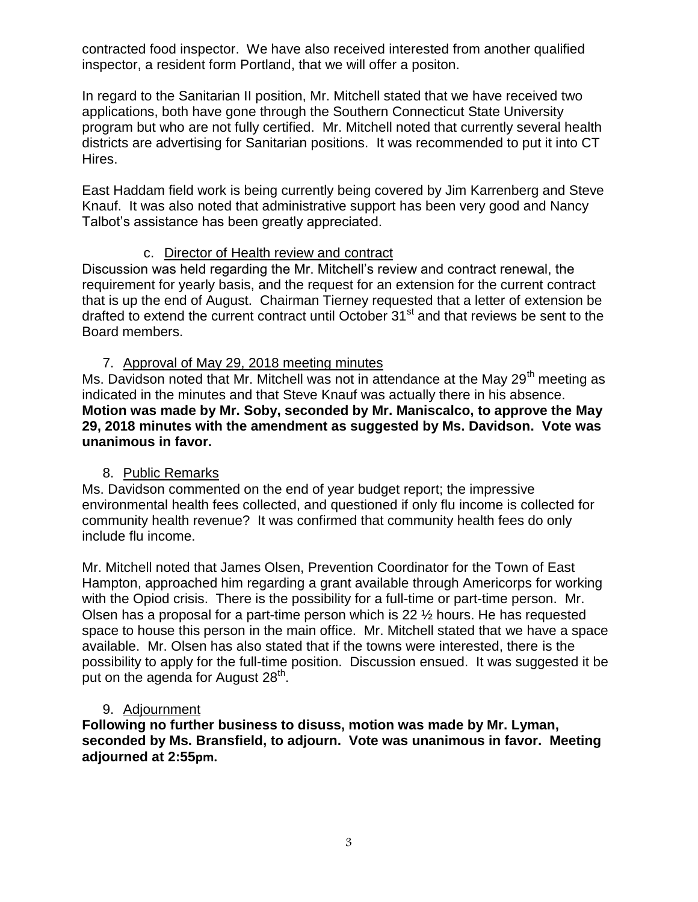contracted food inspector. We have also received interested from another qualified inspector, a resident form Portland, that we will offer a positon.

In regard to the Sanitarian II position, Mr. Mitchell stated that we have received two applications, both have gone through the Southern Connecticut State University program but who are not fully certified. Mr. Mitchell noted that currently several health districts are advertising for Sanitarian positions. It was recommended to put it into CT Hires.

East Haddam field work is being currently being covered by Jim Karrenberg and Steve Knauf. It was also noted that administrative support has been very good and Nancy Talbot's assistance has been greatly appreciated.

c. Director of Health review and contract

Discussion was held regarding the Mr. Mitchell's review and contract renewal, the requirement for yearly basis, and the request for an extension for the current contract that is up the end of August. Chairman Tierney requested that a letter of extension be drafted to extend the current contract until October 31st and that reviews be sent to the Board members.

7. Approval of May 29, 2018 meeting minutes

Ms. Davidson noted that Mr. Mitchell was not in attendance at the May 29th meeting as indicated in the minutes and that Steve Knauf was actually there in his absence. **Motion was made by Mr. Soby, seconded by Mr. Maniscalco, to approve the May 29, 2018 minutes with the amendment as suggested by Ms. Davidson. Vote was unanimous in favor.**

8. Public Remarks

Ms. Davidson commented on the end of year budget report; the impressive environmental health fees collected, and questioned if only flu income is collected for community health revenue? It was confirmed that community health fees do only include flu income.

Mr. Mitchell noted that James Olsen, Prevention Coordinator for the Town of East Hampton, approached him regarding a grant available through Americorps for working with the Opiod crisis. There is the possibility for a full-time or part-time person. Mr. Olsen has a proposal for a part-time person which is 22 ½ hours. He has requested space to house this person in the main office. Mr. Mitchell stated that we have a space available. Mr. Olsen has also stated that if the towns were interested, there is the possibility to apply for the full-time position. Discussion ensued. It was suggested it be put on the agenda for August 28th.

9. Adjournment

**Following no further business to disuss, motion was made by Mr. Lyman, seconded by Ms. Bransfield, to adjourn. Vote was unanimous in favor. Meeting adjourned at 2:55pm.**